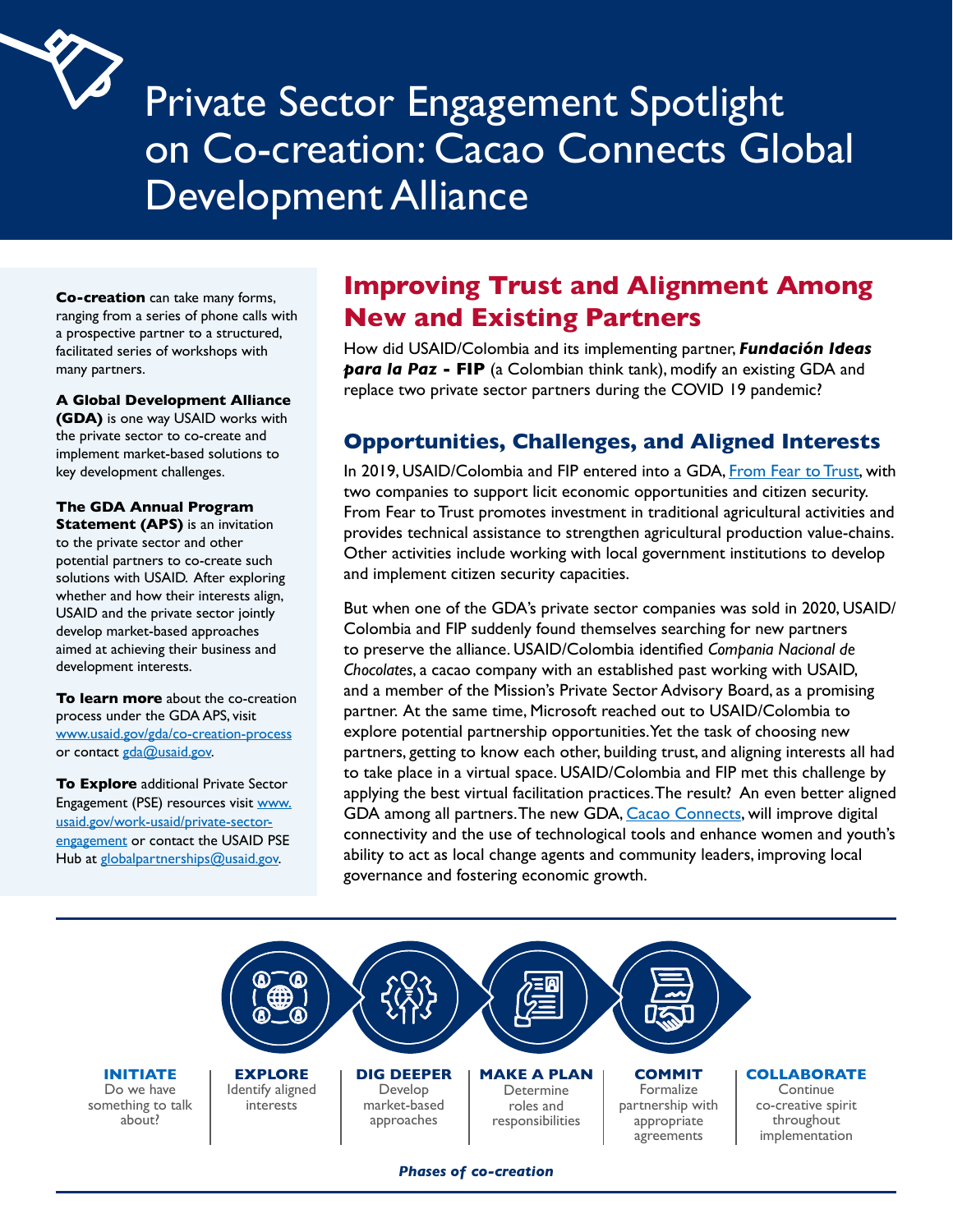# Private Sector Engagement Spotlight on Co-creation: Cacao Connects Global Development Alliance

**Co-creation** can take many forms, ranging from a series of phone calls with a prospective partner to a structured, facilitated series of workshops with many partners.

**A Global Development Alliance (GDA)** is one way USAID works with the private sector to co-create and implement market-based solutions to key development challenges.

**The GDA Annual Program Statement (APS)** is an invitation to the private sector and other potential partners to co-create such solutions with USAID. After exploring whether and how their interests align, USAID and the private sector jointly develop market-based approaches aimed at achieving their business and development interests.

**To learn more** about the co-creation process under the GDA APS, visit www.usaid.gov/gda/co-creation-process or contact gda@usaid.gov.

**To Explore** additional Private Sector Engagement (PSE) resources visit www.usaid.gov/work-usaid/private-sector-engagement or contact the USAID PSE Hub at globalpartnerships@usaid.gov.

## Improving Trust and Alignment Among New and Existing Partners

How did USAID/Colombia and its implementing partner, ***Fundación Ideas para la Paz* - FIP** (a Colombian think tank), modify an existing GDA and replace two private sector partners during the COVID 19 pandemic?

### Opportunities, Challenges, and Aligned Interests

In 2019, USAID/Colombia and FIP entered into a GDA, From Fear to Trust, with two companies to support licit economic opportunities and citizen security. From Fear to Trust promotes investment in traditional agricultural activities and provides technical assistance to strengthen agricultural production value-chains. Other activities include working with local government institutions to develop and implement citizen security capacities.

But when one of the GDA's private sector companies was sold in 2020, USAID/Colombia and FIP suddenly found themselves searching for new partners to preserve the alliance. USAID/Colombia identified *Compania Nacional de Chocolates*, a cacao company with an established past working with USAID, and a member of the Mission's Private Sector Advisory Board, as a promising partner. At the same time, Microsoft reached out to USAID/Colombia to explore potential partnership opportunities. Yet the task of choosing new partners, getting to know each other, building trust, and aligning interests all had to take place in a virtual space. USAID/Colombia and FIP met this challenge by applying the best virtual facilitation practices. The result? An even better aligned GDA among all partners. The new GDA, Cacao Connects, will improve digital connectivity and the use of technological tools and enhance women and youth's ability to act as local change agents and community leaders, improving local governance and fostering economic growth.

**INITIATE**
Do we have something to talk about?

**EXPLORE**
Identify aligned interests

**DIG DEEPER**
Develop market-based approaches

**MAKE A PLAN**
Determine roles and responsibilities

**COMMIT**
Formalize partnership with appropriate agreements

**COLLABORATE**
Continue co-creative spirit throughout implementation

***Phases of co-creation***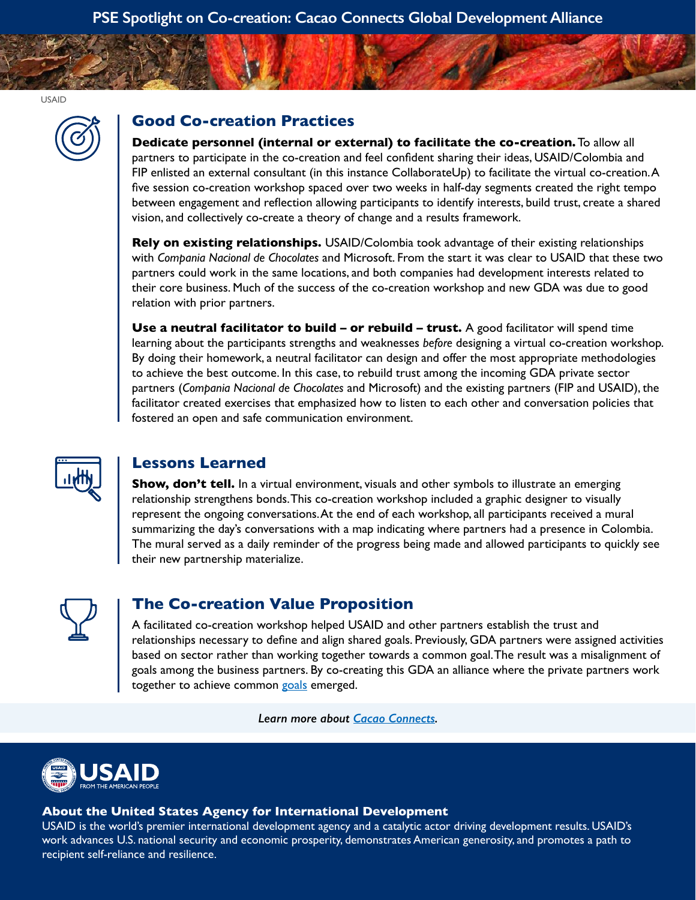## Good Co-creation Practices

**Dedicate personnel (internal or external) to facilitate the co-creation.** To allow all partners to participate in the co-creation and feel confident sharing their ideas, USAID/Colombia and FIP enlisted an external consultant (in this instance CollaborateUp) to facilitate the virtual co-creation. A five session co-creation workshop spaced over two weeks in half-day segments created the right tempo between engagement and reflection allowing participants to identify interests, build trust, create a shared vision, and collectively co-create a theory of change and a results framework.

**Rely on existing relationships.** USAID/Colombia took advantage of their existing relationships with *Compania Nacional de Chocolates* and Microsoft. From the start it was clear to USAID that these two partners could work in the same locations, and both companies had development interests related to their core business. Much of the success of the co-creation workshop and new GDA was due to good relation with prior partners.

**Use a neutral facilitator to build – or rebuild – trust.** A good facilitator will spend time learning about the participants strengths and weaknesses *before* designing a virtual co-creation workshop. By doing their homework, a neutral facilitator can design and offer the most appropriate methodologies to achieve the best outcome. In this case, to rebuild trust among the incoming GDA private sector partners (*Compania Nacional de Chocolates* and Microsoft) and the existing partners (FIP and USAID), the facilitator created exercises that emphasized how to listen to each other and conversation policies that fostered an open and safe communication environment.

## Lessons Learned

**Show, don't tell.** In a virtual environment, visuals and other symbols to illustrate an emerging relationship strengthens bonds. This co-creation workshop included a graphic designer to visually represent the ongoing conversations. At the end of each workshop, all participants received a mural summarizing the day's conversations with a map indicating where partners had a presence in Colombia. The mural served as a daily reminder of the progress being made and allowed participants to quickly see their new partnership materialize.

## The Co-creation Value Proposition

A facilitated co-creation workshop helped USAID and other partners establish the trust and relationships necessary to define and align shared goals. Previously, GDA partners were assigned activities based on sector rather than working together towards a common goal. The result was a misalignment of goals among the business partners. By co-creating this GDA an alliance where the private partners work together to achieve common goals emerged.

*Learn more about Cacao Connects.*

### About the United States Agency for International Development

USAID is the world's premier international development agency and a catalytic actor driving development results. USAID's work advances U.S. national security and economic prosperity, demonstrates American generosity, and promotes a path to recipient self-reliance and resilience.